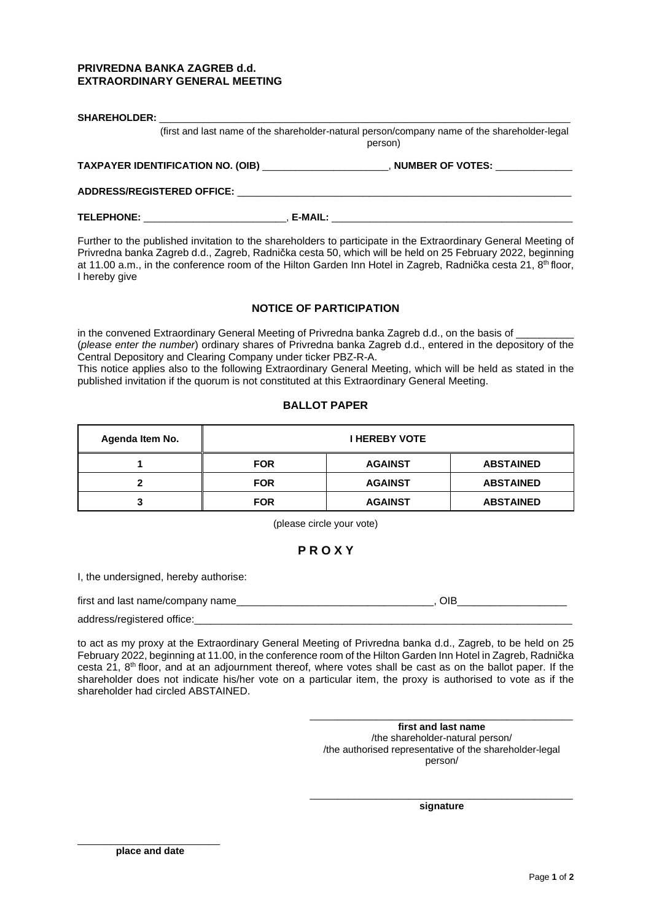**PRIVREDNA BANKA ZAGREB d.d.**
**EXTRAORDINARY GENERAL MEETING**

**SHAREHOLDER:** ______________________________________________________________________________

(first and last name of the shareholder-natural person/company name of the shareholder-legal person)

**TAXPAYER IDENTIFICATION NO. (OIB)** ______________________, **NUMBER OF VOTES:** ______________

**ADDRESS/REGISTERED OFFICE:** _______________________________________________________________

**TELEPHONE:** _________________________, **E-MAIL:** ____________________________________________

Further to the published invitation to the shareholders to participate in the Extraordinary General Meeting of Privredna banka Zagreb d.d., Zagreb, Radnička cesta 50, which will be held on 25 February 2022, beginning at 11.00 a.m., in the conference room of the Hilton Garden Inn Hotel in Zagreb, Radnička cesta 21, 8th floor, I hereby give

## NOTICE OF PARTICIPATION

in the convened Extraordinary General Meeting of Privredna banka Zagreb d.d., on the basis of __________ (*please enter the number*) ordinary shares of Privredna banka Zagreb d.d., entered in the depository of the Central Depository and Clearing Company under ticker PBZ-R-A.
This notice applies also to the following Extraordinary General Meeting, which will be held as stated in the published invitation if the quorum is not constituted at this Extraordinary General Meeting.

## BALLOT PAPER

| Agenda Item No. | I HEREBY VOTE | | |
|---|---|---|---|
| 1 | FOR | AGAINST | ABSTAINED |
| 2 | FOR | AGAINST | ABSTAINED |
| 3 | FOR | AGAINST | ABSTAINED |

(please circle your vote)

## P R O X Y

I, the undersigned, hereby authorise:

first and last name/company name__________________________________, OIB___________________

address/registered office:_________________________________________________________________

to act as my proxy at the Extraordinary General Meeting of Privredna banka d.d., Zagreb, to be held on 25 February 2022, beginning at 11.00, in the conference room of the Hilton Garden Inn Hotel in Zagreb, Radnička cesta 21, 8th floor, and at an adjournment thereof, where votes shall be cast as on the ballot paper. If the shareholder does not indicate his/her vote on a particular item, the proxy is authorised to vote as if the shareholder had circled ABSTAINED.

_______________________________________________
**first and last name**
/the shareholder-natural person/
/the authorised representative of the shareholder-legal person/

_______________________________________________
**signature**

_________________________
**place and date**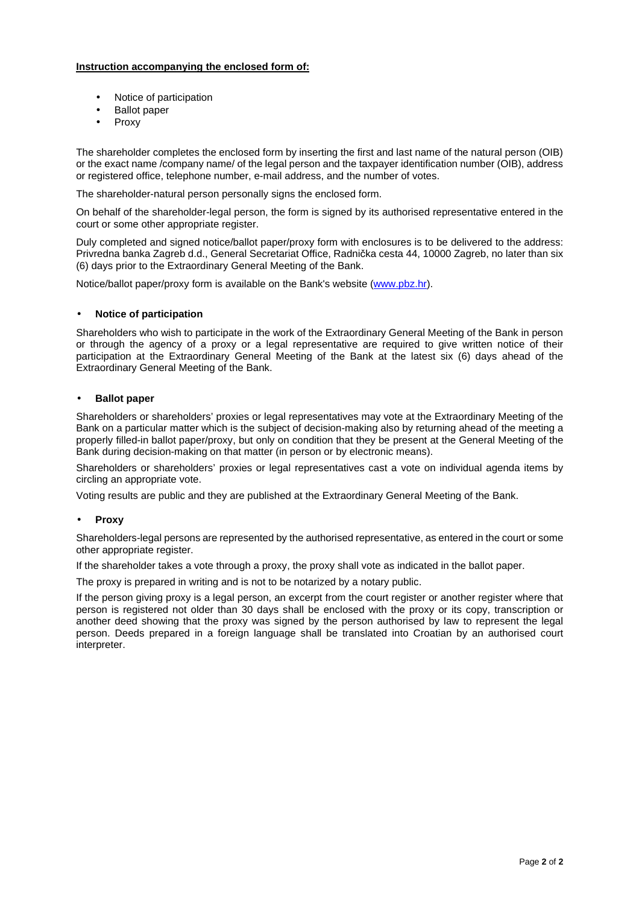**Instruction accompanying the enclosed form of:**

- Notice of participation
- Ballot paper
- Proxy

The shareholder completes the enclosed form by inserting the first and last name of the natural person (OIB) or the exact name /company name/ of the legal person and the taxpayer identification number (OIB), address or registered office, telephone number, e-mail address, and the number of votes.

The shareholder-natural person personally signs the enclosed form.

On behalf of the shareholder-legal person, the form is signed by its authorised representative entered in the court or some other appropriate register.

Duly completed and signed notice/ballot paper/proxy form with enclosures is to be delivered to the address: Privredna banka Zagreb d.d., General Secretariat Office, Radnička cesta 44, 10000 Zagreb, no later than six (6) days prior to the Extraordinary General Meeting of the Bank.

Notice/ballot paper/proxy form is available on the Bank's website (www.pbz.hr).

- **Notice of participation**

Shareholders who wish to participate in the work of the Extraordinary General Meeting of the Bank in person or through the agency of a proxy or a legal representative are required to give written notice of their participation at the Extraordinary General Meeting of the Bank at the latest six (6) days ahead of the Extraordinary General Meeting of the Bank.

- **Ballot paper**

Shareholders or shareholders' proxies or legal representatives may vote at the Extraordinary Meeting of the Bank on a particular matter which is the subject of decision-making also by returning ahead of the meeting a properly filled-in ballot paper/proxy, but only on condition that they be present at the General Meeting of the Bank during decision-making on that matter (in person or by electronic means).

Shareholders or shareholders' proxies or legal representatives cast a vote on individual agenda items by circling an appropriate vote.

Voting results are public and they are published at the Extraordinary General Meeting of the Bank.

- **Proxy**

Shareholders-legal persons are represented by the authorised representative, as entered in the court or some other appropriate register.

If the shareholder takes a vote through a proxy, the proxy shall vote as indicated in the ballot paper.

The proxy is prepared in writing and is not to be notarized by a notary public.

If the person giving proxy is a legal person, an excerpt from the court register or another register where that person is registered not older than 30 days shall be enclosed with the proxy or its copy, transcription or another deed showing that the proxy was signed by the person authorised by law to represent the legal person. Deeds prepared in a foreign language shall be translated into Croatian by an authorised court interpreter.